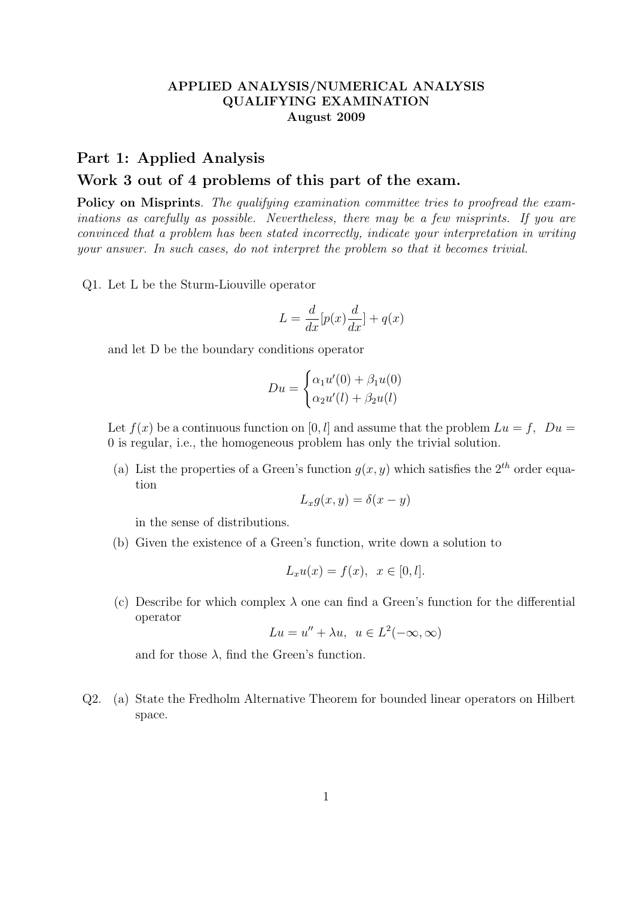**APPLIED ANALYSIS/NUMERICAL ANALYSIS**
**QUALIFYING EXAMINATION**
**August 2009**

## Part 1: Applied Analysis

## Work 3 out of 4 problems of this part of the exam.

**Policy on Misprints**. *The qualifying examination committee tries to proofread the examinations as carefully as possible. Nevertheless, there may be a few misprints. If you are convinced that a problem has been stated incorrectly, indicate your interpretation in writing your answer. In such cases, do not interpret the problem so that it becomes trivial.*

Q1. Let L be the Sturm-Liouville operator

$$L = \frac{d}{dx}[p(x)\frac{d}{dx}] + q(x)$$

and let D be the boundary conditions operator

$$Du = \begin{cases} \alpha_1 u'(0) + \beta_1 u(0) \\ \alpha_2 u'(l) + \beta_2 u(l) \end{cases}$$

Let $f(x)$ be a continuous function on $[0, l]$ and assume that the problem $Lu = f$, $Du = 0$ is regular, i.e., the homogeneous problem has only the trivial solution.

(a) List the properties of a Green's function $g(x, y)$ which satisfies the $2^{th}$ order equation

$$L_x g(x, y) = \delta(x - y)$$

in the sense of distributions.

(b) Given the existence of a Green's function, write down a solution to

$$L_x u(x) = f(x), \ \ x \in [0, l].$$

(c) Describe for which complex $\lambda$ one can find a Green's function for the differential operator

$$Lu = u'' + \lambda u, \ \ u \in L^2(-\infty, \infty)$$

and for those $\lambda$, find the Green's function.

Q2. (a) State the Fredholm Alternative Theorem for bounded linear operators on Hilbert space.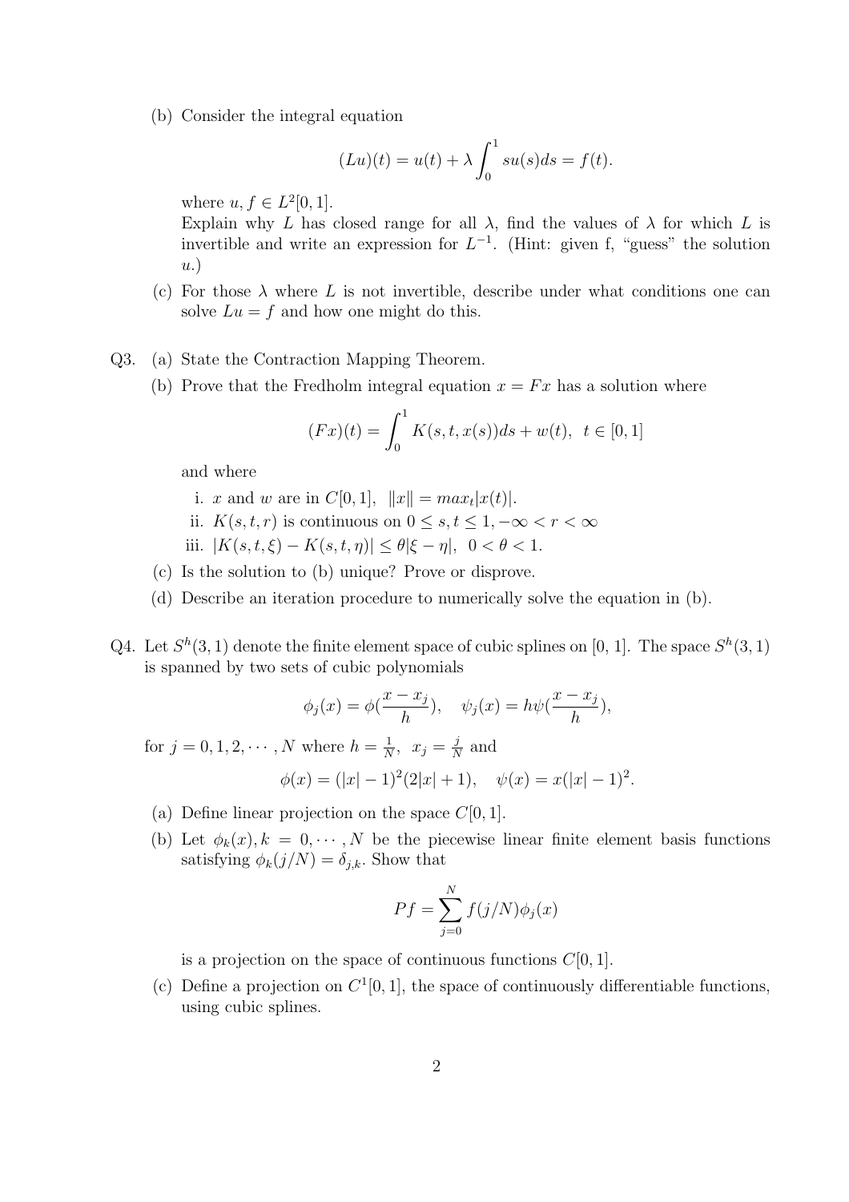(b) Consider the integral equation

$$(Lu)(t) = u(t) + \lambda \int_0^1 su(s)ds = f(t).$$

where $u, f \in L^2[0,1]$.
Explain why $L$ has closed range for all $\lambda$, find the values of $\lambda$ for which $L$ is invertible and write an expression for $L^{-1}$. (Hint: given f, "guess" the solution $u$.)

(c) For those $\lambda$ where $L$ is not invertible, describe under what conditions one can solve $Lu = f$ and how one might do this.

Q3. (a) State the Contraction Mapping Theorem.

(b) Prove that the Fredholm integral equation $x = Fx$ has a solution where

$$(Fx)(t) = \int_0^1 K(s,t,x(s))ds + w(t), \quad t \in [0,1]$$

and where

i. $x$ and $w$ are in $C[0,1]$, $\|x\| = max_t|x(t)|$.

ii. $K(s,t,r)$ is continuous on $0 \leq s,t \leq 1, -\infty < r < \infty$

iii. $|K(s,t,\xi) - K(s,t,\eta)| \leq \theta|\xi - \eta|, \quad 0 < \theta < 1.$

(c) Is the solution to (b) unique? Prove or disprove.

(d) Describe an iteration procedure to numerically solve the equation in (b).

Q4. Let $S^h(3,1)$ denote the finite element space of cubic splines on $[0,1]$. The space $S^h(3,1)$ is spanned by two sets of cubic polynomials

$$\phi_j(x) = \phi(\frac{x - x_j}{h}), \quad \psi_j(x) = h\psi(\frac{x - x_j}{h}),$$

for $j = 0, 1, 2, \cdots, N$ where $h = \frac{1}{N}$, $x_j = \frac{j}{N}$ and

$$\phi(x) = (|x| - 1)^2(2|x| + 1), \quad \psi(x) = x(|x| - 1)^2.$$

(a) Define linear projection on the space $C[0,1]$.

(b) Let $\phi_k(x), k = 0, \cdots, N$ be the piecewise linear finite element basis functions satisfying $\phi_k(j/N) = \delta_{j,k}$. Show that

$$Pf = \sum_{j=0}^{N} f(j/N)\phi_j(x)$$

is a projection on the space of continuous functions $C[0,1]$.

(c) Define a projection on $C^1[0,1]$, the space of continuously differentiable functions, using cubic splines.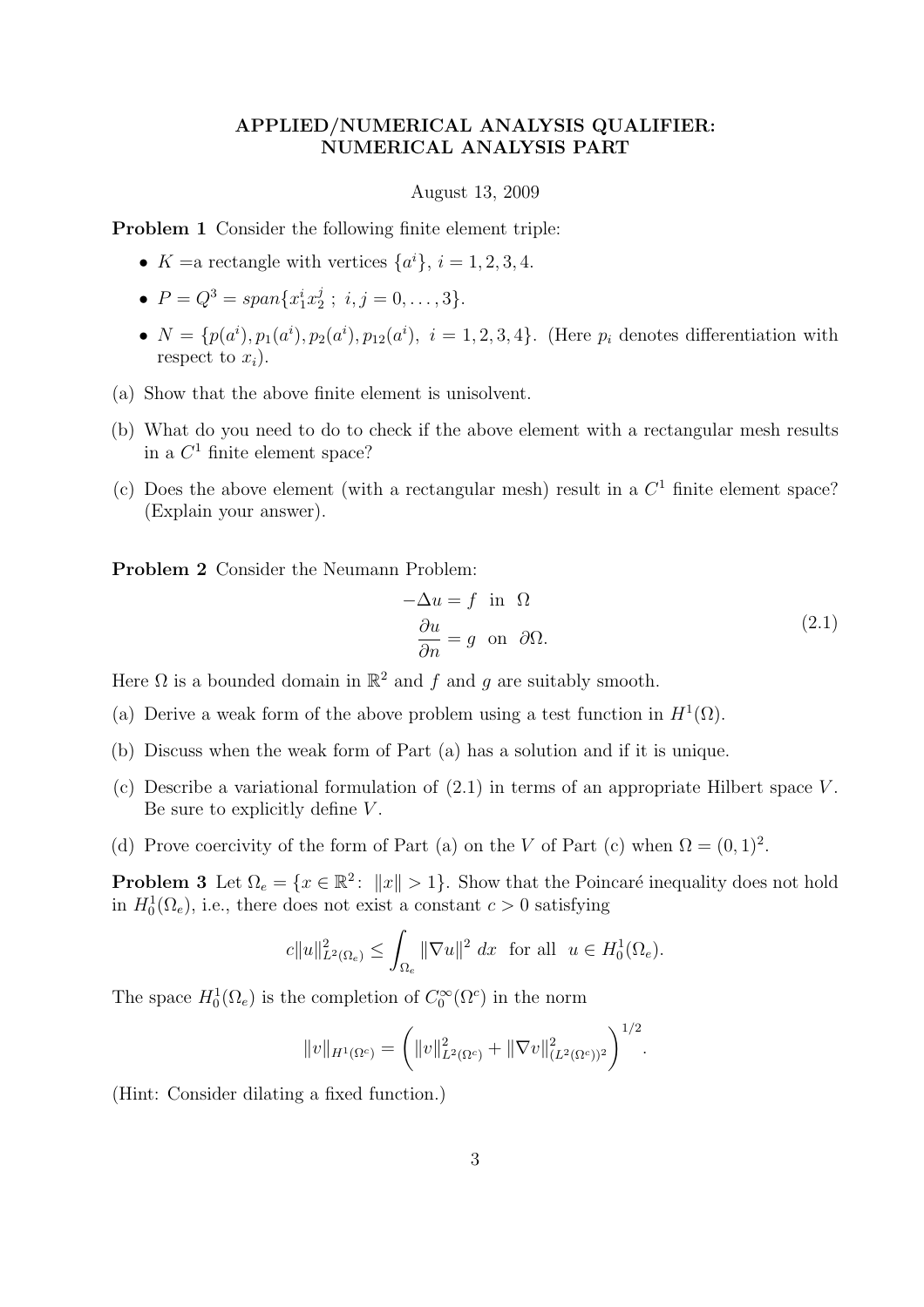# APPLIED/NUMERICAL ANALYSIS QUALIFIER: NUMERICAL ANALYSIS PART

August 13, 2009

**Problem 1** Consider the following finite element triple:

- $K$ =a rectangle with vertices $\{a^i\}$, $i = 1, 2, 3, 4$.
- $P = Q^3 = span\{x_1^i x_2^j \; ; \; i, j = 0, \ldots, 3\}$.
- $N = \{p(a^i), p_1(a^i), p_2(a^i), p_{12}(a^i), \; i = 1, 2, 3, 4\}$. (Here $p_i$ denotes differentiation with respect to $x_i$).

(a) Show that the above finite element is unisolvent.

(b) What do you need to do to check if the above element with a rectangular mesh results in a $C^1$ finite element space?

(c) Does the above element (with a rectangular mesh) result in a $C^1$ finite element space? (Explain your answer).

**Problem 2** Consider the Neumann Problem:

$$
\begin{aligned}
-\Delta u &= f \quad \text{in} \quad \Omega \\
\frac{\partial u}{\partial n} &= g \quad \text{on} \quad \partial\Omega.
\end{aligned}
\tag{2.1}
$$

Here $\Omega$ is a bounded domain in $\mathbb{R}^2$ and $f$ and $g$ are suitably smooth.

(a) Derive a weak form of the above problem using a test function in $H^1(\Omega)$.

(b) Discuss when the weak form of Part (a) has a solution and if it is unique.

(c) Describe a variational formulation of (2.1) in terms of an appropriate Hilbert space $V$. Be sure to explicitly define $V$.

(d) Prove coercivity of the form of Part (a) on the $V$ of Part (c) when $\Omega = (0, 1)^2$.

**Problem 3** Let $\Omega_e = \{x \in \mathbb{R}^2 : \; \|x\| > 1\}$. Show that the Poincaré inequality does not hold in $H_0^1(\Omega_e)$, i.e., there does not exist a constant $c > 0$ satisfying

$$
c\|u\|^2_{L^2(\Omega_e)} \leq \int_{\Omega_e} \|\nabla u\|^2 \, dx \quad \text{for all} \quad u \in H_0^1(\Omega_e).
$$

The space $H_0^1(\Omega_e)$ is the completion of $C_0^\infty(\Omega^c)$ in the norm

$$
\|v\|_{H^1(\Omega^c)} = \left( \|v\|^2_{L^2(\Omega^c)} + \|\nabla v\|^2_{(L^2(\Omega^c))^2} \right)^{1/2}.
$$

(Hint: Consider dilating a fixed function.)